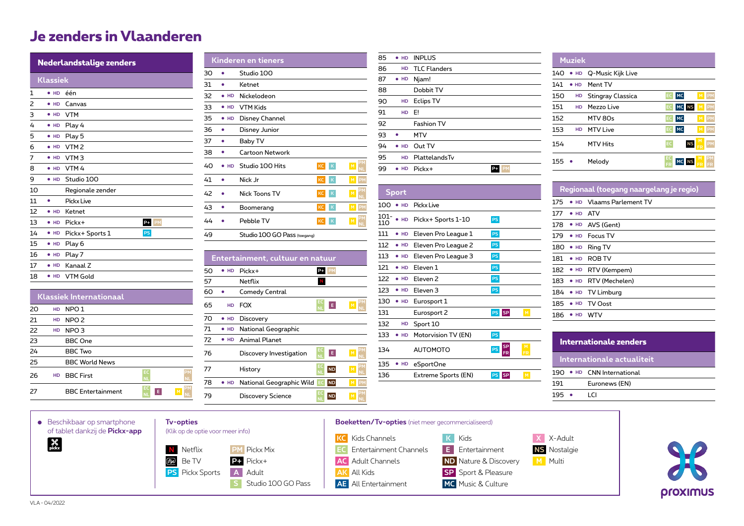# Je zenders in Vlaanderen

## Nederlandstalige zenders

### Klassiek

| Nr | | Zender | Opties |
|---|---|---|---|
| 1 | • HD | één | |
| 2 | • HD | Canvas | |
| 3 | • HD | VTM | |
| 4 | • HD | Play 4 | |
| 5 | • HD | Play 5 | |
| 6 | • HD | VTM 2 | |
| 7 | • HD | VTM 3 | |
| 8 | • HD | VTM 4 | |
| 9 | • HD | Studio 100 | |
| 10 | | Regionale zender | |
| 11 | • | Pickx Live | |
| 12 | • HD | Ketnet | |
| 13 | • HD | Pickx+ | P+ PM |
| 14 | • HD | Pickx+ Sports 1 | PS |
| 15 | • HD | Play 6 | |
| 16 | • HD | Play 7 | |
| 17 | • HD | Kanaal Z | |
| 18 | • HD | VTM Gold | |

### Klassiek Internationaal

| Nr | | Zender | Opties |
|---|---|---|---|
| 20 | HD | NPO 1 | |
| 21 | HD | NPO 2 | |
| 22 | HD | NPO 3 | |
| 23 | | BBC One | |
| 24 | | BBC Two | |
| 25 | | BBC World News | |
| 26 | HD | BBC First | EC NL, PM NL |
| 27 | | BBC Entertainment | EC NL, E, M, PM NL |

### Kinderen en tieners

| Nr | | Zender | Opties |
|---|---|---|---|
| 30 | • | Studio 100 | |
| 31 | • | Ketnet | |
| 32 | • HD | Nickelodeon | |
| 33 | • HD | VTM Kids | |
| 35 | • HD | Disney Channel | |
| 36 | • | Disney Junior | |
| 37 | • | Baby TV | |
| 38 | • | Cartoon Network | |
| 40 | • HD | Studio 100 Hits | KC, K, M, PM NL |
| 41 | • | Nick Jr | KC, K, M, PM |
| 42 | • | Nick Toons TV | KC, K, M, PM NL |
| 43 | • | Boomerang | KC, K, M, PM |
| 44 | • | Pebble TV | KC, K, M, PM NL |
| 49 | | Studio 100 GO Pass (toegang) | |

### Entertainment, cultuur en natuur

| Nr | | Zender | Opties |
|---|---|---|---|
| 50 | • HD | Pickx+ | P+, PM |
| 57 | | Netflix | N |
| 60 | • | Comedy Central | |
| 65 | HD | FOX | EC NL, E, M, PM NL |
| 70 | • HD | Discovery | |
| 71 | • HD | National Geographic | |
| 72 | • HD | Animal Planet | |
| 76 | | Discovery Investigation | EC NL, E, M, PM NL |
| 77 | | History | EC NL, ND, M, PM NL |
| 78 | • HD | National Geographic Wild | EC, ND, M, PM |
| 79 | | Discovery Science | EC NL, ND, M, PM NL |
| 85 | • HD | INPLUS | |
| 86 | HD | TLC Flanders | |
| 87 | • HD | Njam! | |
| 88 | | Dobbit TV | |
| 90 | HD | Eclips TV | |
| 91 | HD | E! | |
| 92 | | Fashion TV | |
| 93 | • | MTV | |
| 94 | • HD | Out TV | |
| 95 | HD | PlattelandsTv | |
| 99 | • HD | Pickx+ | P+, PM |

### Sport

| Nr | | Zender | Opties |
|---|---|---|---|
| 100 | • HD | Pickx Live | |
| 101-110 | • HD | Pickx+ Sports 1-10 | PS |
| 111 | • HD | Eleven Pro League 1 | PS |
| 112 | • HD | Eleven Pro League 2 | PS |
| 113 | • HD | Eleven Pro League 3 | PS |
| 121 | • HD | Eleven 1 | PS |
| 122 | • HD | Eleven 2 | PS |
| 123 | • HD | Eleven 3 | PS |
| 130 | • HD | Eurosport 1 | |
| 131 | | Eurosport 2 | PS, SP, M |
| 132 | HD | Sport 10 | |
| 133 | • HD | Motorvision TV (EN) | PS |
| 134 | | AUTOMOTO | PS, SP FR, M FR |
| 135 | • HD | eSportOne | |
| 136 | | Extreme Sports (EN) | PS, SP, M |

### Muziek

| Nr | | Zender | Opties |
|---|---|---|---|
| 140 | • HD | Q-Music Kijk Live | |
| 141 | • HD | Ment TV | |
| 150 | HD | Stingray Classica | EC, MC, M, PM |
| 151 | HD | Mezzo Live | EC, MC, NS, M, PM |
| 152 | | MTV 80s | EC, MC, M, PM |
| 153 | HD | MTV Live | EC, MC, M, PM |
| 154 | | MTV Hits | EC, NS, M FR, PM |
| 155 | • | Melody | EC FR, MC, NS, M FR, PM FR |

### Regionaal (toegang naargelang je regio)

| Nr | | Zender |
|---|---|---|
| 175 | • HD | Vlaams Parlement TV |
| 177 | • HD | ATV |
| 178 | • HD | AVS (Gent) |
| 179 | • HD | Focus TV |
| 180 | • HD | Ring TV |
| 181 | • HD | ROB TV |
| 182 | • HD | RTV (Kempem) |
| 183 | • HD | RTV (Mechelen) |
| 184 | • HD | TV Limburg |
| 185 | • HD | TV Oost |
| 186 | • HD | WTV |

## Internationale zenders

### Internationale actualiteit

| Nr | | Zender |
|---|---|---|
| 190 | • HD | CNN International |
| 191 | | Euronews (EN) |
| 195 | • | LCI |

• Beschikbaar op smartphone of tablet dankzij de **Pickx-app**

**Tv-opties** (Klik op de optie voor meer info)

- N Netflix
- Be TV
- PS Pickx Sports
- PM Pickx Mix
- P+ Pickx+
- A Adult
- S Studio 100 GO Pass

**Boeketten/Tv-opties** (niet meer gecommercialiseerd)

- KC Kids Channels
- EC Entertainment Channels
- AC Adult Channels
- AK All Kids
- AE All Entertainment
- K Kids
- E Entertainment
- ND Nature & Discovery
- SP Sport & Pleasure
- MC Music & Culture
- X X-Adult
- NS Nostalgie
- M Multi

proximus

VLA - 04/2022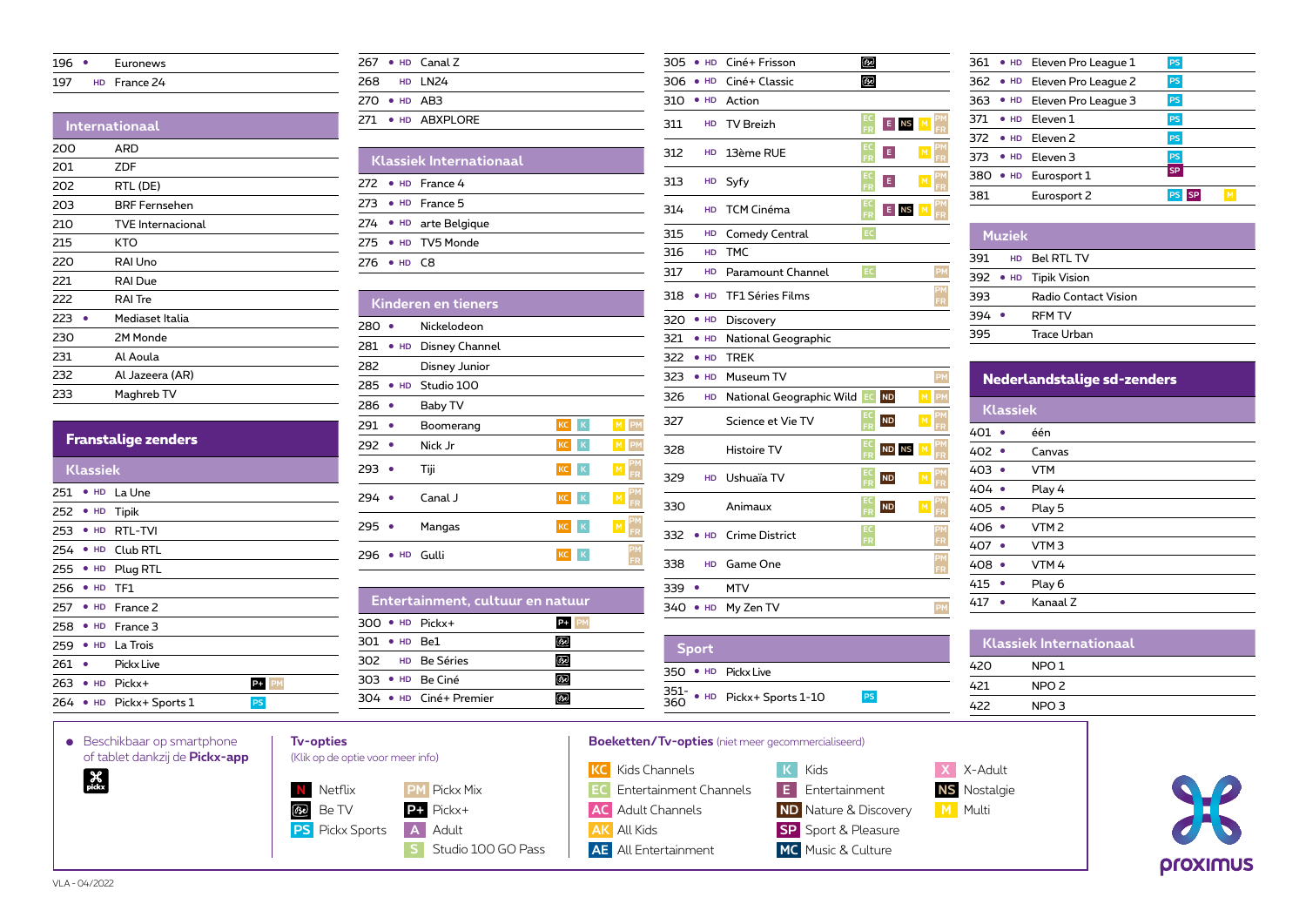| | | |
|---|---|---|
| 196 | • | Euronews |
| 197 | HD | France 24 |

## Internationaal

| | | |
|---|---|---|
| 200 | | ARD |
| 201 | | ZDF |
| 202 | | RTL (DE) |
| 203 | | BRF Fernsehen |
| 210 | | TVE Internacional |
| 215 | | KTO |
| 220 | | RAI Uno |
| 221 | | RAI Due |
| 222 | | RAI Tre |
| 223 | • | Mediaset Italia |
| 230 | | 2M Monde |
| 231 | | Al Aoula |
| 232 | | Al Jazeera (AR) |
| 233 | | Maghreb TV |

## Franstalige zenders

### Klassiek

| | | | |
|---|---|---|---|
| 251 | • HD | La Une | |
| 252 | • HD | Tipik | |
| 253 | • HD | RTL-TVI | |
| 254 | • HD | Club RTL | |
| 255 | • HD | Plug RTL | |
| 256 | • HD | TF1 | |
| 257 | • HD | France 2 | |
| 258 | • HD | France 3 | |
| 259 | • HD | La Trois | |
| 261 | • | Pickx Live | |
| 263 | • HD | Pickx+ | P+ PM |
| 264 | • HD | Pickx+ Sports 1 | PS |
| 267 | • HD | Canal Z | |
| 268 | HD | LN24 | |
| 270 | • HD | AB3 | |
| 271 | • HD | ABXPLORE | |

### Klassiek Internationaal

| | | |
|---|---|---|
| 272 | • HD | France 4 |
| 273 | • HD | France 5 |
| 274 | • HD | arte Belgique |
| 275 | • HD | TV5 Monde |
| 276 | • HD | C8 |

### Kinderen en tieners

| | | | |
|---|---|---|---|
| 280 | • | Nickelodeon | |
| 281 | • HD | Disney Channel | |
| 282 | | Disney Junior | |
| 285 | • HD | Studio 100 | |
| 286 | • | Baby TV | |
| 291 | • | Boomerang | KC K M PM |
| 292 | • | Nick Jr | KC K M PM |
| 293 | • | Tiji | KC K M PM FR |
| 294 | • | Canal J | KC K M PM FR |
| 295 | • | Mangas | KC K M PM FR |
| 296 | • HD | Gulli | KC K PM FR |

### Entertainment, cultuur en natuur

| | | | |
|---|---|---|---|
| 300 | • HD | Pickx+ | P+ PM |
| 301 | • HD | Be1 | Be TV |
| 302 | HD | Be Séries | Be TV |
| 303 | • HD | Be Ciné | Be TV |
| 304 | • HD | Ciné+ Premier | Be TV |
| 305 | • HD | Ciné+ Frisson | Be TV |
| 306 | • HD | Ciné+ Classic | Be TV |
| 310 | • HD | Action | |
| 311 | HD | TV Breizh | EC FR E NS M PM FR |
| 312 | HD | 13ème RUE | EC FR E M PM FR |
| 313 | HD | Syfy | EC FR E M PM FR |
| 314 | HD | TCM Cinéma | EC FR E NS M PM FR |
| 315 | HD | Comedy Central | EC |
| 316 | HD | TMC | |
| 317 | HD | Paramount Channel | EC PM |
| 318 | • HD | TF1 Séries Films | PM FR |
| 320 | • HD | Discovery | |
| 321 | • HD | National Geographic | |
| 322 | • HD | TREK | |
| 323 | • HD | Museum TV | PM |
| 326 | HD | National Geographic Wild | EC ND M PM |
| 327 | | Science et Vie TV | EC FR ND M PM FR |
| 328 | | Histoire TV | EC FR ND NS M PM FR |
| 329 | HD | Ushuaïa TV | EC FR ND M PM FR |
| 330 | | Animaux | EC FR ND M PM FR |
| 332 | • HD | Crime District | EC FR PM FR |
| 338 | HD | Game One | PM FR |
| 339 | • | MTV | |
| 340 | • HD | My Zen TV | PM |

### Sport

| | | | |
|---|---|---|---|
| 350 | • HD | Pickx Live | |
| 351-360 | • HD | Pickx+ Sports 1-10 | PS |
| 361 | • HD | Eleven Pro League 1 | PS |
| 362 | • HD | Eleven Pro League 2 | PS |
| 363 | • HD | Eleven Pro League 3 | PS |
| 371 | • HD | Eleven 1 | PS |
| 372 | • HD | Eleven 2 | PS |
| 373 | • HD | Eleven 3 | PS |
| 380 | • HD | Eurosport 1 | SP |
| 381 | | Eurosport 2 | PS SP M |

### Muziek

| | | |
|---|---|---|
| 391 | HD | Bel RTL TV |
| 392 | • HD | Tipik Vision |
| 393 | | Radio Contact Vision |
| 394 | • | RFM TV |
| 395 | | Trace Urban |

## Nederlandstalige sd-zenders

### Klassiek

| | | |
|---|---|---|
| 401 | • | één |
| 402 | • | Canvas |
| 403 | • | VTM |
| 404 | • | Play 4 |
| 405 | • | Play 5 |
| 406 | • | VTM 2 |
| 407 | • | VTM 3 |
| 408 | • | VTM 4 |
| 415 | • | Play 6 |
| 417 | • | Kanaal Z |

### Klassiek Internationaal

| | |
|---|---|
| 420 | NPO 1 |
| 421 | NPO 2 |
| 422 | NPO 3 |

• Beschikbaar op smartphone of tablet dankzij de **Pickx-app**

**Tv-opties**
(Klik op de optie voor meer info)

- N Netflix
- Be TV
- PS Pickx Sports
- PM Pickx Mix
- P+ Pickx+
- A Adult
- S Studio 100 GO Pass

**Boeketten/Tv-opties** (niet meer gecommercialiseerd)

- KC Kids Channels
- EC Entertainment Channels
- AC Adult Channels
- AK All Kids
- AE All Entertainment
- K Kids
- E Entertainment
- ND Nature & Discovery
- SP Sport & Pleasure
- MC Music & Culture
- X X-Adult
- NS Nostalgie
- M Multi

proximus

VLA - 04/2022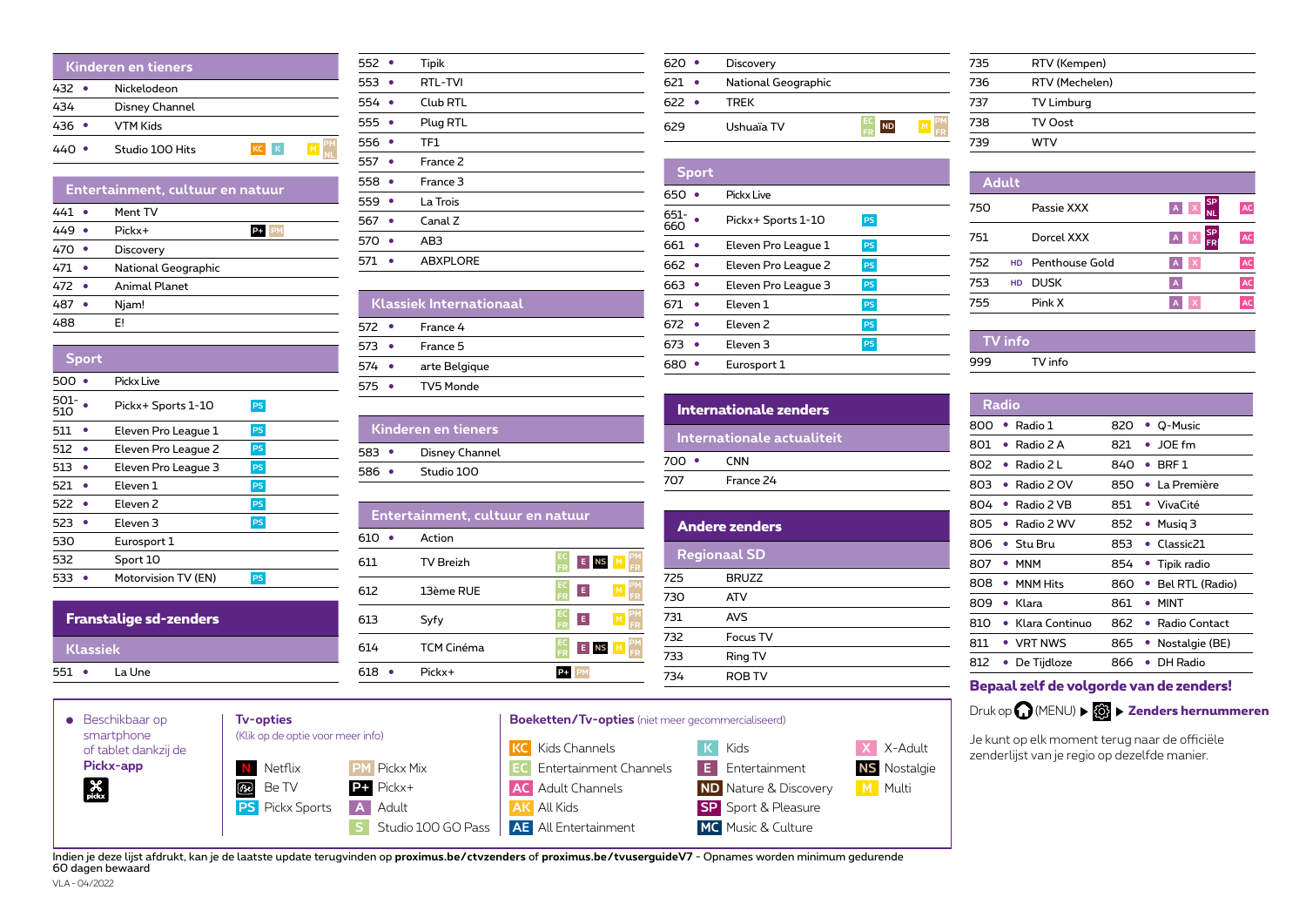## Kinderen en tieners

| | | | |
|---|---|---|---|
| 432 | • | Nickelodeon | |
| 434 | | Disney Channel | |
| 436 | • | VTM Kids | |
| 440 | • | Studio 100 Hits | KC K M PM NL |

## Entertainment, cultuur en natuur

| | | | |
|---|---|---|---|
| 441 | • | Ment TV | |
| 449 | • | Pickx+ | P+ PM |
| 470 | • | Discovery | |
| 471 | • | National Geographic | |
| 472 | • | Animal Planet | |
| 487 | • | Njam! | |
| 488 | | E! | |

## Sport

| | | | |
|---|---|---|---|
| 500 | • | Pickx Live | |
| 501-510 | • | Pickx+ Sports 1-10 | PS |
| 511 | • | Eleven Pro League 1 | PS |
| 512 | • | Eleven Pro League 2 | PS |
| 513 | • | Eleven Pro League 3 | PS |
| 521 | • | Eleven 1 | PS |
| 522 | • | Eleven 2 | PS |
| 523 | • | Eleven 3 | PS |
| 530 | | Eurosport 1 | |
| 532 | | Sport 10 | |
| 533 | • | Motorvision TV (EN) | PS |

## Franstalige sd-zenders

### Klassiek

| | | | |
|---|---|---|---|
| 551 | • | La Une | |
| 552 | • | Tipik | |
| 553 | • | RTL-TVI | |
| 554 | • | Club RTL | |
| 555 | • | Plug RTL | |
| 556 | • | TF1 | |
| 557 | • | France 2 | |
| 558 | • | France 3 | |
| 559 | • | La Trois | |
| 567 | • | Canal Z | |
| 570 | • | AB3 | |
| 571 | • | ABXPLORE | |

### Klassiek Internationaal

| | | | |
|---|---|---|---|
| 572 | • | France 4 | |
| 573 | • | France 5 | |
| 574 | • | arte Belgique | |
| 575 | • | TV5 Monde | |

### Kinderen en tieners

| | | | |
|---|---|---|---|
| 583 | • | Disney Channel | |
| 586 | • | Studio 100 | |

### Entertainment, cultuur en natuur

| | | | |
|---|---|---|---|
| 610 | • | Action | |
| 611 | | TV Breizh | EC FR E NS M PM FR |
| 612 | | 13ème RUE | EC FR E M PM FR |
| 613 | | Syfy | EC FR E M PM FR |
| 614 | | TCM Cinéma | EC FR E NS M PM FR |
| 618 | • | Pickx+ | P+ PM |
| 620 | • | Discovery | |
| 621 | • | National Geographic | |
| 622 | • | TREK | |
| 629 | | Ushuaïa TV | EC FR ND M PM FR |

### Sport

| | | | |
|---|---|---|---|
| 650 | • | Pickx Live | |
| 651-660 | • | Pickx+ Sports 1-10 | PS |
| 661 | • | Eleven Pro League 1 | PS |
| 662 | • | Eleven Pro League 2 | PS |
| 663 | • | Eleven Pro League 3 | PS |
| 671 | • | Eleven 1 | PS |
| 672 | • | Eleven 2 | PS |
| 673 | • | Eleven 3 | PS |
| 680 | • | Eurosport 1 | |

## Internationale zenders

### Internationale actualiteit

| | | | |
|---|---|---|---|
| 700 | • | CNN | |
| 707 | | France 24 | |

## Andere zenders

### Regionaal SD

| | | |
|---|---|---|
| 725 | | BRUZZ |
| 730 | | ATV |
| 731 | | AVS |
| 732 | | Focus TV |
| 733 | | Ring TV |
| 734 | | ROB TV |
| 735 | | RTV (Kempen) |
| 736 | | RTV (Mechelen) |
| 737 | | TV Limburg |
| 738 | | TV Oost |
| 739 | | WTV |

### Adult

| | | | |
|---|---|---|---|
| 750 | | Passie XXX | A X SP NL AC |
| 751 | | Dorcel XXX | A X SP FR AC |
| 752 | HD | Penthouse Gold | A X AC |
| 753 | HD | DUSK | A AC |
| 755 | | Pink X | A X AC |

### TV info

| | |
|---|---|
| 999 | TV info |

### Radio

| | | | |
|---|---|---|---|
| 800 | • Radio 1 | 820 | • Q-Music |
| 801 | • Radio 2 A | 821 | • JOE fm |
| 802 | • Radio 2 L | 840 | • BRF 1 |
| 803 | • Radio 2 OV | 850 | • La Première |
| 804 | • Radio 2 VB | 851 | • VivaCité |
| 805 | • Radio 2 WV | 852 | • Musiq 3 |
| 806 | • Stu Bru | 853 | • Classic21 |
| 807 | • MNM | 854 | • Tipik radio |
| 808 | • MNM Hits | 860 | • Bel RTL (Radio) |
| 809 | • Klara | 861 | • MINT |
| 810 | • Klara Continuo | 862 | • Radio Contact |
| 811 | • VRT NWS | 865 | • Nostalgie (BE) |
| 812 | • De Tijdloze | 866 | • DH Radio |

**Bepaal zelf de volgorde van de zenders!**

Druk op (MENU) ▶ ⚙ ▶ **Zenders hernummeren**

Je kunt op elk moment terug naar de officiële zenderlijst van je regio op dezelfde manier.

---

• Beschikbaar op smartphone of tablet dankzij de **Pickx-app**

**Tv-opties**
(Klik op de optie voor meer info)

- N Netflix
- Be TV
- PS Pickx Sports
- PM Pickx Mix
- P+ Pickx+
- A Adult
- S Studio 100 GO Pass

**Boeketten/Tv-opties** (niet meer gecommercialiseerd)

- KC Kids Channels
- EC Entertainment Channels
- AC Adult Channels
- AK All Kids
- AE All Entertainment
- K Kids
- E Entertainment
- ND Nature & Discovery
- SP Sport & Pleasure
- MC Music & Culture
- X X-Adult
- NS Nostalgie
- M Multi

Indien je deze lijst afdrukt, kan je de laatste update terugvinden op **proximus.be/ctvzenders** of **proximus.be/tvuserguideV7** - Opnames worden minimum gedurende 60 dagen bewaard

VLA - 04/2022